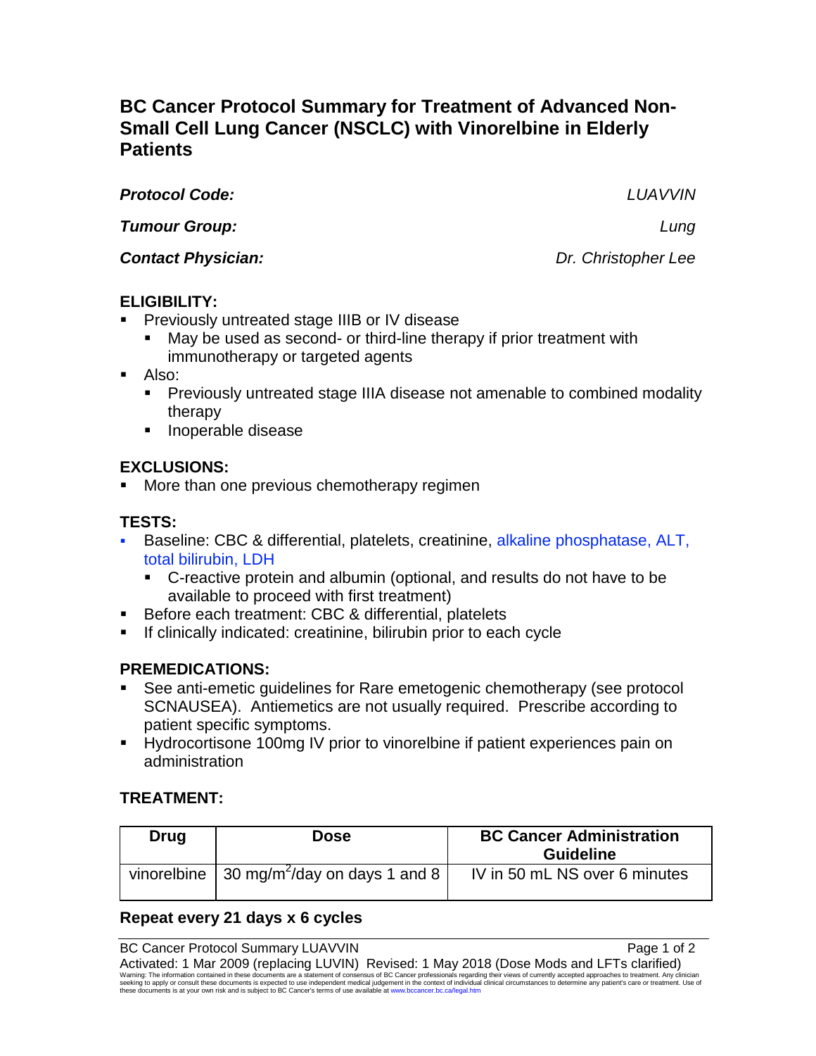# BC Cancer Protocol Summary for Treatment of Advanced Non-Small Cell Lung Cancer (NSCLC) with Vinorelbine in Elderly Patients

***Protocol Code:*** *LUAVVIN*

***Tumour Group:*** *Lung*

***Contact Physician:*** *Dr. Christopher Lee*

## ELIGIBILITY:

- Previously untreated stage IIIB or IV disease
  - May be used as second- or third-line therapy if prior treatment with immunotherapy or targeted agents
- Also:
  - Previously untreated stage IIIA disease not amenable to combined modality therapy
  - Inoperable disease

## EXCLUSIONS:

- More than one previous chemotherapy regimen

## TESTS:

- Baseline: CBC & differential, platelets, creatinine, alkaline phosphatase, ALT, total bilirubin, LDH
  - C-reactive protein and albumin (optional, and results do not have to be available to proceed with first treatment)
- Before each treatment: CBC & differential, platelets
- If clinically indicated: creatinine, bilirubin prior to each cycle

## PREMEDICATIONS:

- See anti-emetic guidelines for Rare emetogenic chemotherapy (see protocol SCNAUSEA). Antiemetics are not usually required. Prescribe according to patient specific symptoms.
- Hydrocortisone 100mg IV prior to vinorelbine if patient experiences pain on administration

## TREATMENT:

| Drug | Dose | BC Cancer Administration Guideline |
|---|---|---|
| vinorelbine | 30 mg/m$^2$/day on days 1 and 8 | IV in 50 mL NS over 6 minutes |

**Repeat every 21 days x 6 cycles**

Activated: 1 Mar 2009 (replacing LUVIN) Revised: 1 May 2018 (Dose Mods and LFTs clarified)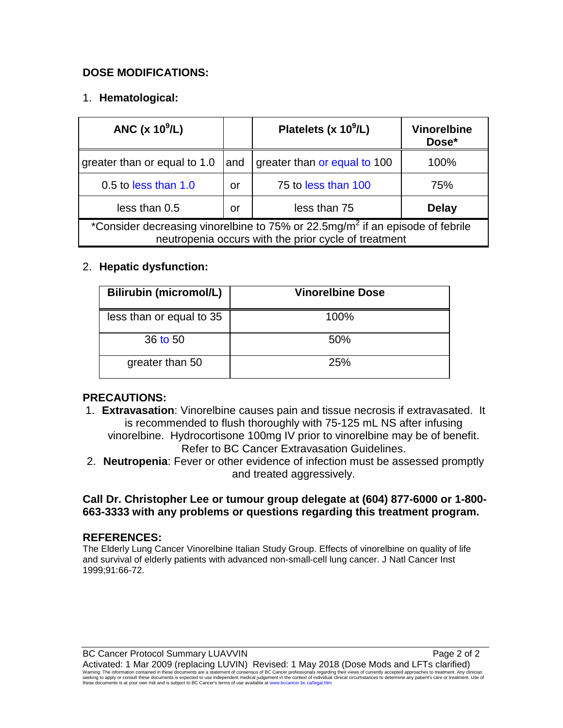## DOSE MODIFICATIONS:

1. **Hematological:**

| ANC (x $10^9$/L) | | Platelets (x $10^9$/L) | Vinorelbine Dose* |
|---|---|---|---|
| greater than or equal to 1.0 | and | greater than or equal to 100 | 100% |
| 0.5 to less than 1.0 | or | 75 to less than 100 | 75% |
| less than 0.5 | or | less than 75 | **Delay** |
| *Consider decreasing vinorelbine to 75% or 22.5mg/m$^2$ if an episode of febrile neutropenia occurs with the prior cycle of treatment | | | |

2. **Hepatic dysfunction:**

| Bilirubin (micromol/L) | Vinorelbine Dose |
|---|---|
| less than or equal to 35 | 100% |
| 36 to 50 | 50% |
| greater than 50 | 25% |

## PRECAUTIONS:

1. **Extravasation**: Vinorelbine causes pain and tissue necrosis if extravasated. It is recommended to flush thoroughly with 75-125 mL NS after infusing vinorelbine. Hydrocortisone 100mg IV prior to vinorelbine may be of benefit. Refer to BC Cancer Extravasation Guidelines.
2. **Neutropenia**: Fever or other evidence of infection must be assessed promptly and treated aggressively.

**Call Dr. Christopher Lee or tumour group delegate at (604) 877-6000 or 1-800-663-3333 with any problems or questions regarding this treatment program.**

## REFERENCES:

The Elderly Lung Cancer Vinorelbine Italian Study Group. Effects of vinorelbine on quality of life and survival of elderly patients with advanced non-small-cell lung cancer. J Natl Cancer Inst 1999;91:66-72.